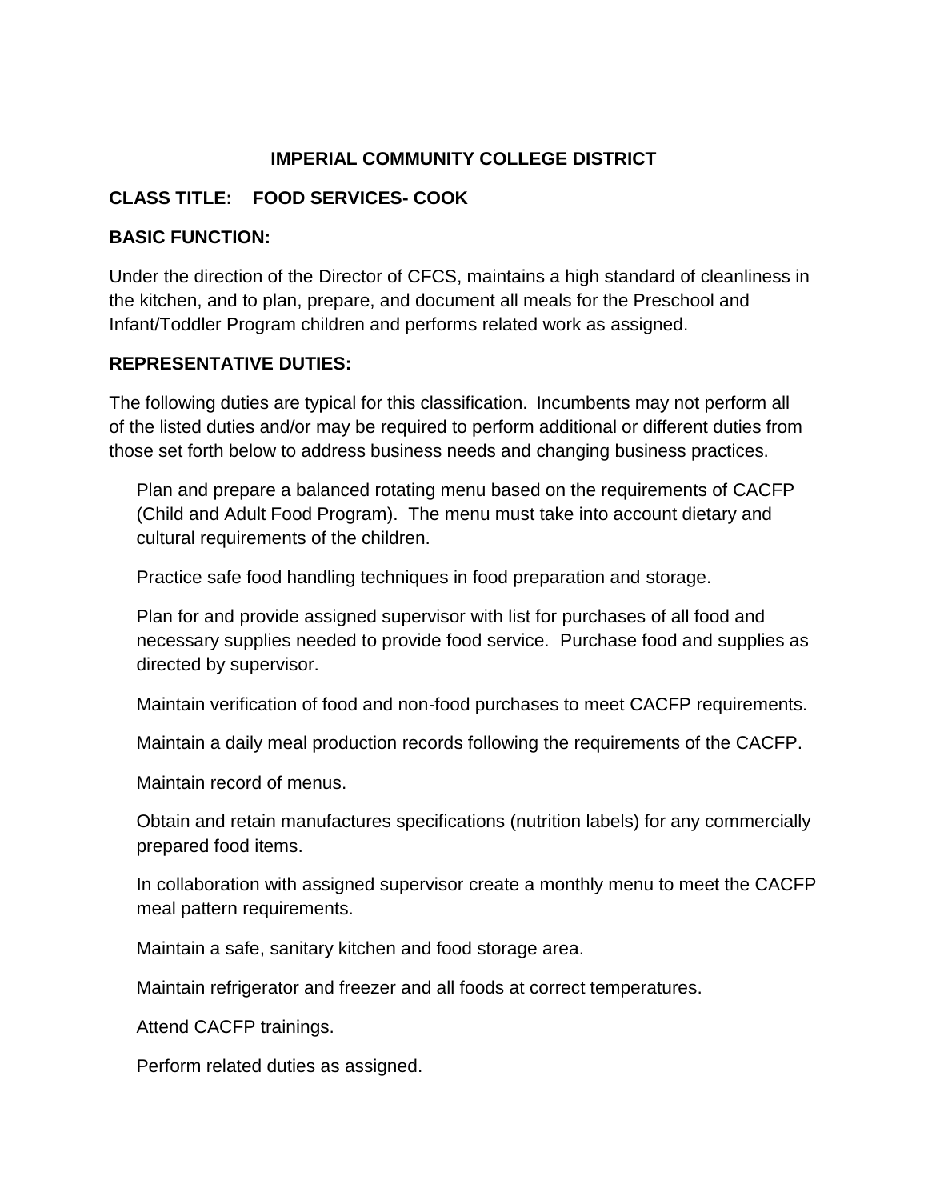# IMPERIAL COMMUNITY COLLEGE DISTRICT

**CLASS TITLE: FOOD SERVICES- COOK**

## BASIC FUNCTION:

Under the direction of the Director of CFCS, maintains a high standard of cleanliness in the kitchen, and to plan, prepare, and document all meals for the Preschool and Infant/Toddler Program children and performs related work as assigned.

## REPRESENTATIVE DUTIES:

The following duties are typical for this classification. Incumbents may not perform all of the listed duties and/or may be required to perform additional or different duties from those set forth below to address business needs and changing business practices.

Plan and prepare a balanced rotating menu based on the requirements of CACFP (Child and Adult Food Program). The menu must take into account dietary and cultural requirements of the children.

Practice safe food handling techniques in food preparation and storage.

Plan for and provide assigned supervisor with list for purchases of all food and necessary supplies needed to provide food service. Purchase food and supplies as directed by supervisor.

Maintain verification of food and non-food purchases to meet CACFP requirements.

Maintain a daily meal production records following the requirements of the CACFP.

Maintain record of menus.

Obtain and retain manufactures specifications (nutrition labels) for any commercially prepared food items.

In collaboration with assigned supervisor create a monthly menu to meet the CACFP meal pattern requirements.

Maintain a safe, sanitary kitchen and food storage area.

Maintain refrigerator and freezer and all foods at correct temperatures.

Attend CACFP trainings.

Perform related duties as assigned.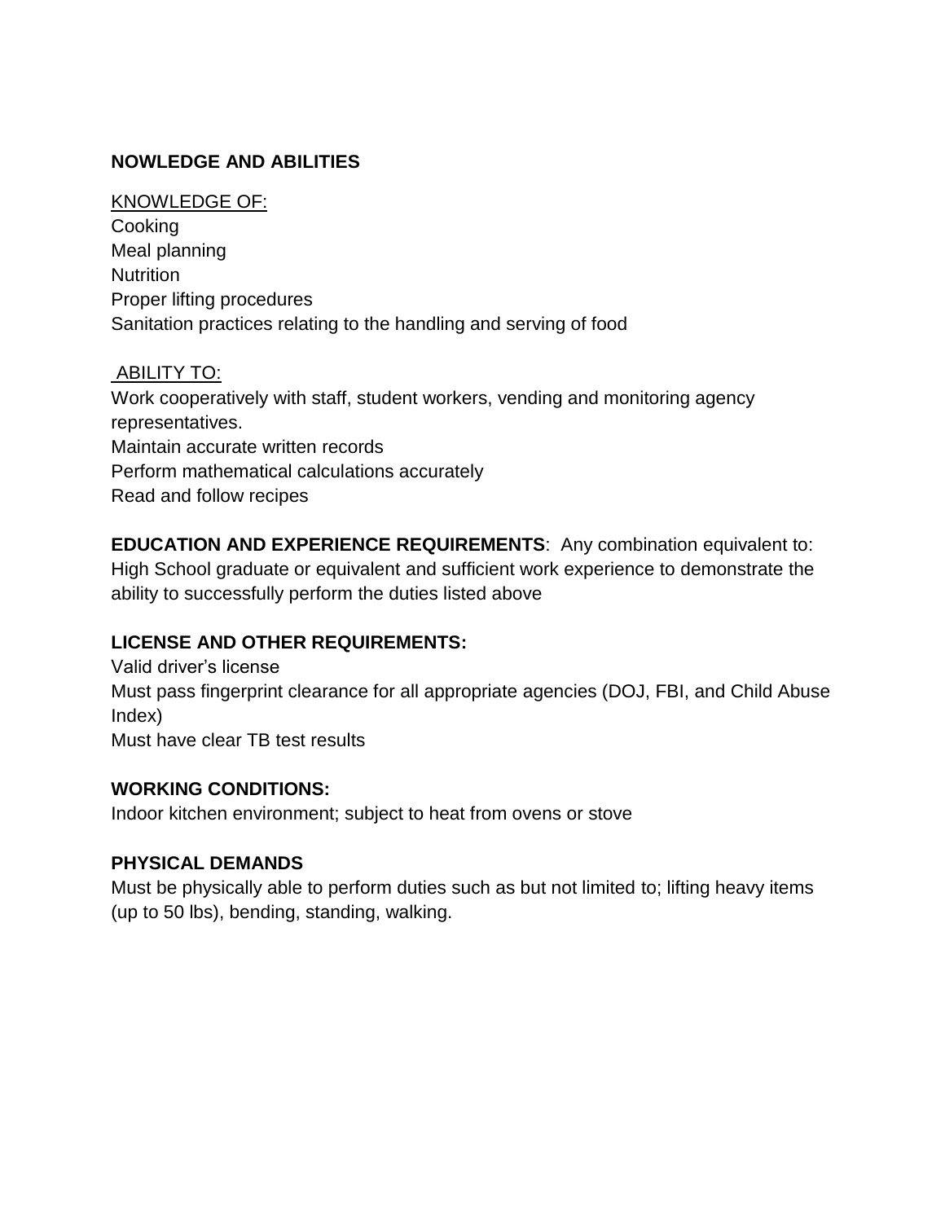**NOWLEDGE AND ABILITIES**

KNOWLEDGE OF:
Cooking
Meal planning
Nutrition
Proper lifting procedures
Sanitation practices relating to the handling and serving of food

ABILITY TO:
Work cooperatively with staff, student workers, vending and monitoring agency representatives.
Maintain accurate written records
Perform mathematical calculations accurately
Read and follow recipes

**EDUCATION AND EXPERIENCE REQUIREMENTS**: Any combination equivalent to: High School graduate or equivalent and sufficient work experience to demonstrate the ability to successfully perform the duties listed above

**LICENSE AND OTHER REQUIREMENTS:**
Valid driver's license
Must pass fingerprint clearance for all appropriate agencies (DOJ, FBI, and Child Abuse Index)
Must have clear TB test results

**WORKING CONDITIONS:**
Indoor kitchen environment; subject to heat from ovens or stove

**PHYSICAL DEMANDS**
Must be physically able to perform duties such as but not limited to; lifting heavy items (up to 50 lbs), bending, standing, walking.